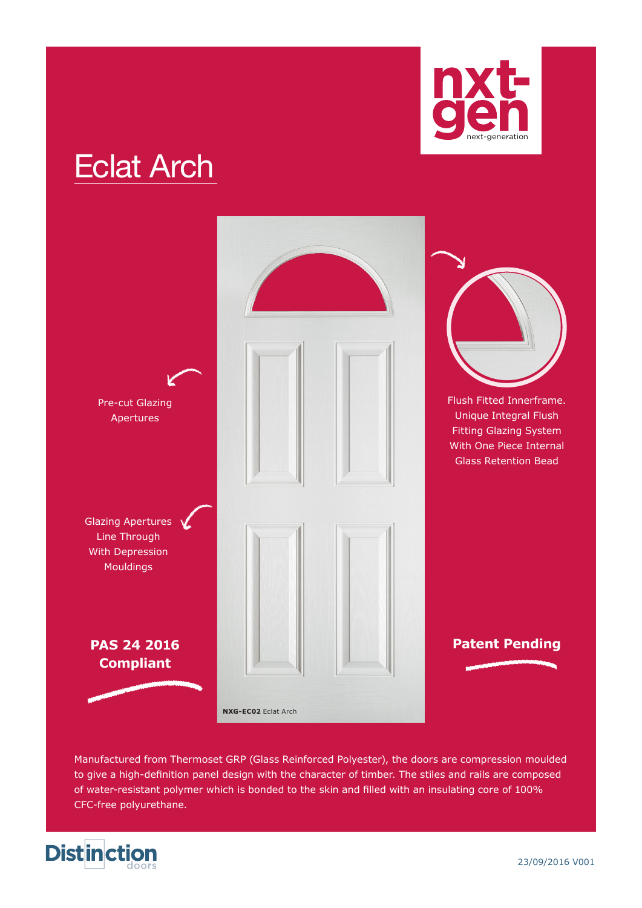# Eclat Arch

nxt-gen next-generation

Pre-cut Glazing Apertures

Glazing Apertures Line Through With Depression Mouldings

**PAS 24 2016 Compliant**

Flush Fitted Innerframe. Unique Integral Flush Fitting Glazing System With One Piece Internal Glass Retention Bead

**Patent Pending**

**NXG-EC02** Eclat Arch

Manufactured from Thermoset GRP (Glass Reinforced Polyester), the doors are compression moulded to give a high-definition panel design with the character of timber. The stiles and rails are composed of water-resistant polymer which is bonded to the skin and filled with an insulating core of 100% CFC-free polyurethane.

Distinction doors

23/09/2016 V001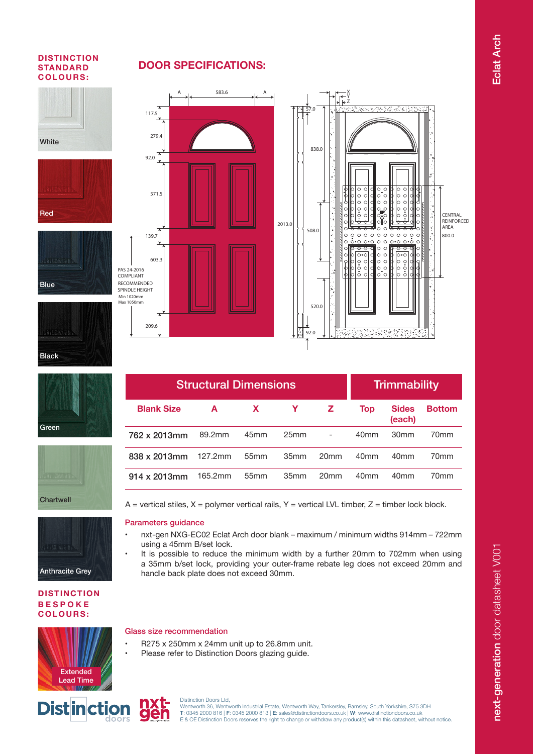## DISTINCTION STANDARD COLOURS:

White

Red

Blue

Black

Green

Chartwell

Anthracite Grey

## DISTINCTION BESPOKE COLOURS:

Extended Lead Time

## DOOR SPECIFICATIONS:

A
583.6
A
117.5
279.4
92.0
571.5
139.7
603.3
209.6
PAS 24-2016 COMPLIANT
RECOMMENDED SPINDLE HEIGHT
Min 1020mm
Max 1050mm

X
Y
Z
57.0
838.0
2013.0
508.0
520.0
92.0
CENTRAL REINFORCED AREA
800.0

| Structural Dimensions | | | | | Trimmability | | |
|---|---|---|---|---|---|---|---|
| **Blank Size** | **A** | **X** | **Y** | **Z** | **Top** | **Sides (each)** | **Bottom** |
| 762 x 2013mm | 89.2mm | 45mm | 25mm | - | 40mm | 30mm | 70mm |
| 838 x 2013mm | 127.2mm | 55mm | 35mm | 20mm | 40mm | 40mm | 70mm |
| 914 x 2013mm | 165.2mm | 55mm | 35mm | 20mm | 40mm | 40mm | 70mm |

A = vertical stiles, X = polymer vertical rails, Y = vertical LVL timber, Z = timber lock block.

### Parameters guidance

- nxt-gen NXG-EC02 Eclat Arch door blank – maximum / minimum widths 914mm – 722mm using a 45mm B/set lock.
- It is possible to reduce the minimum width by a further 20mm to 702mm when using a 35mm b/set lock, providing your outer-frame rebate leg does not exceed 20mm and handle back plate does not exceed 30mm.

### Glass size recommendation

- R275 x 250mm x 24mm unit up to 26.8mm unit.
- Please refer to Distinction Doors glazing guide.

Distinction Doors Ltd,
Wentworth 36, Wentworth Industrial Estate, Wentworth Way, Tankersley, Barnsley, South Yorkshire, S75 3DH
T: 0345 2000 816 | F: 0345 2000 813 | E: sales@distinctiondoors.co.uk | W: www.distinctiondoors.co.uk
E & OE Distinction Doors reserves the right to change or withdraw any product(s) within this datasheet, without notice.

Eclat Arch

next-generation door datasheet V001